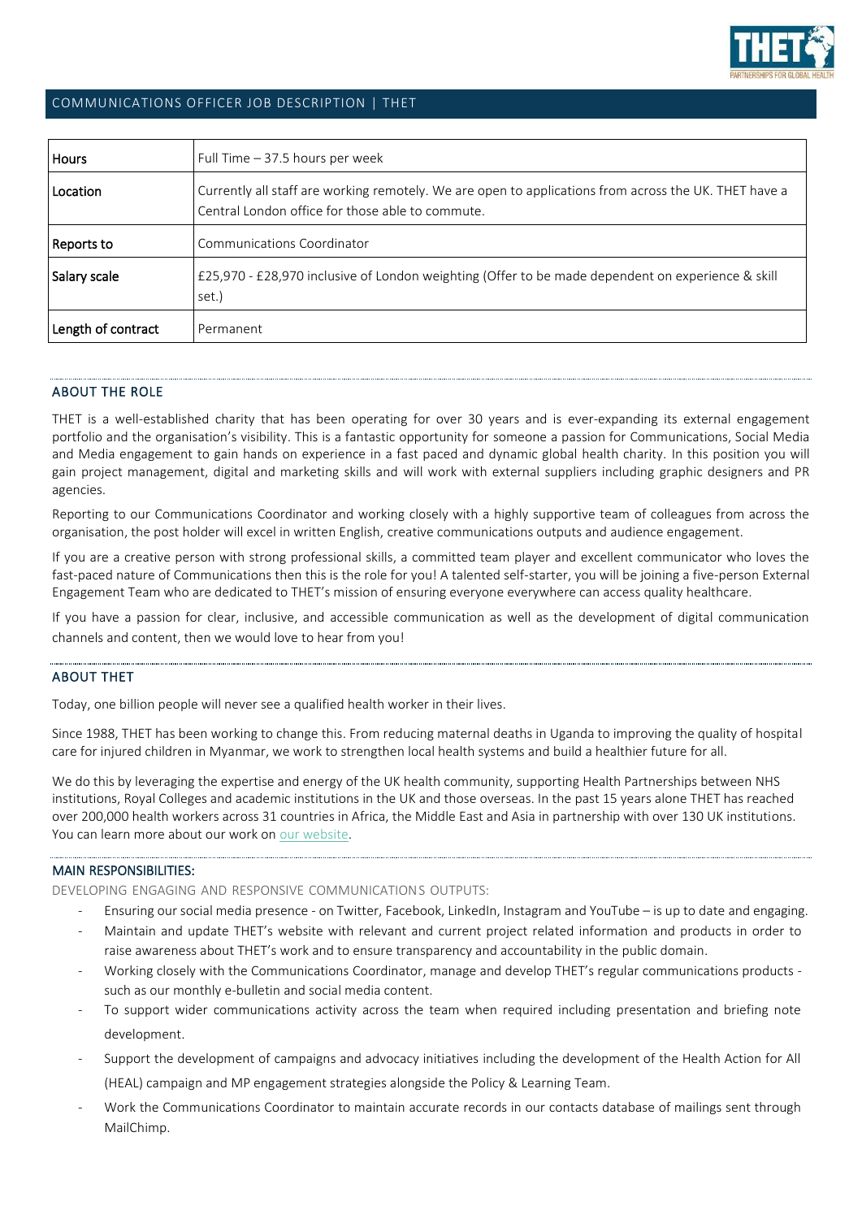# COMMUNICATIONS OFFICER JOB DESCRIPTION | THET

| Hours | Full Time – 37.5 hours per week |
|---|---|
| Location | Currently all staff are working remotely. We are open to applications from across the UK. THET have a Central London office for those able to commute. |
| Reports to | Communications Coordinator |
| Salary scale | £25,970 - £28,970 inclusive of London weighting (Offer to be made dependent on experience & skill set.) |
| Length of contract | Permanent |

## ABOUT THE ROLE

THET is a well-established charity that has been operating for over 30 years and is ever-expanding its external engagement portfolio and the organisation's visibility. This is a fantastic opportunity for someone a passion for Communications, Social Media and Media engagement to gain hands on experience in a fast paced and dynamic global health charity. In this position you will gain project management, digital and marketing skills and will work with external suppliers including graphic designers and PR agencies.

Reporting to our Communications Coordinator and working closely with a highly supportive team of colleagues from across the organisation, the post holder will excel in written English, creative communications outputs and audience engagement.

If you are a creative person with strong professional skills, a committed team player and excellent communicator who loves the fast-paced nature of Communications then this is the role for you! A talented self-starter, you will be joining a five-person External Engagement Team who are dedicated to THET's mission of ensuring everyone everywhere can access quality healthcare.

If you have a passion for clear, inclusive, and accessible communication as well as the development of digital communication channels and content, then we would love to hear from you!

## ABOUT THET

Today, one billion people will never see a qualified health worker in their lives.

Since 1988, THET has been working to change this. From reducing maternal deaths in Uganda to improving the quality of hospital care for injured children in Myanmar, we work to strengthen local health systems and build a healthier future for all.

We do this by leveraging the expertise and energy of the UK health community, supporting Health Partnerships between NHS institutions, Royal Colleges and academic institutions in the UK and those overseas. In the past 15 years alone THET has reached over 200,000 health workers across 31 countries in Africa, the Middle East and Asia in partnership with over 130 UK institutions. You can learn more about our work on our website.

## MAIN RESPONSIBILITIES:

### DEVELOPING ENGAGING AND RESPONSIVE COMMUNICATIONS OUTPUTS:

- Ensuring our social media presence - on Twitter, Facebook, LinkedIn, Instagram and YouTube – is up to date and engaging.
- Maintain and update THET's website with relevant and current project related information and products in order to raise awareness about THET's work and to ensure transparency and accountability in the public domain.
- Working closely with the Communications Coordinator, manage and develop THET's regular communications products - such as our monthly e-bulletin and social media content.
- To support wider communications activity across the team when required including presentation and briefing note development.
- Support the development of campaigns and advocacy initiatives including the development of the Health Action for All (HEAL) campaign and MP engagement strategies alongside the Policy & Learning Team.
- Work the Communications Coordinator to maintain accurate records in our contacts database of mailings sent through MailChimp.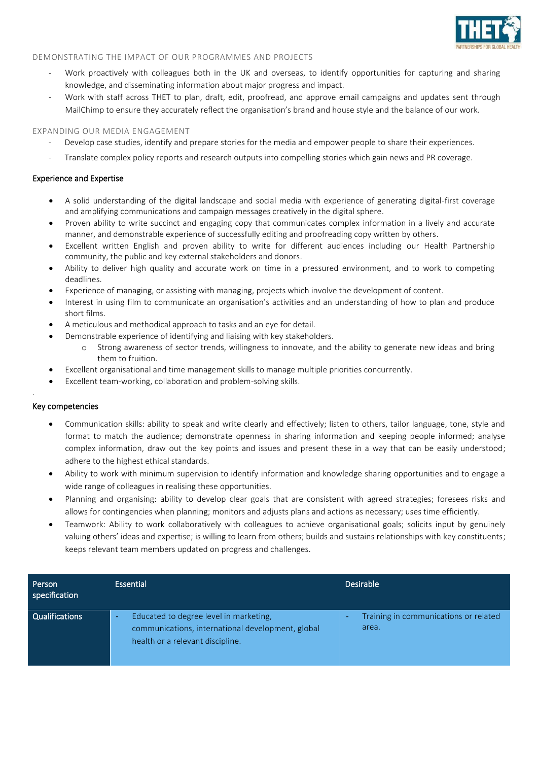### DEMONSTRATING THE IMPACT OF OUR PROGRAMMES AND PROJECTS

- Work proactively with colleagues both in the UK and overseas, to identify opportunities for capturing and sharing knowledge, and disseminating information about major progress and impact.
- Work with staff across THET to plan, draft, edit, proofread, and approve email campaigns and updates sent through MailChimp to ensure they accurately reflect the organisation's brand and house style and the balance of our work.

### EXPANDING OUR MEDIA ENGAGEMENT

- Develop case studies, identify and prepare stories for the media and empower people to share their experiences.
- Translate complex policy reports and research outputs into compelling stories which gain news and PR coverage.

## Experience and Expertise

- A solid understanding of the digital landscape and social media with experience of generating digital-first coverage and amplifying communications and campaign messages creatively in the digital sphere.
- Proven ability to write succinct and engaging copy that communicates complex information in a lively and accurate manner, and demonstrable experience of successfully editing and proofreading copy written by others.
- Excellent written English and proven ability to write for different audiences including our Health Partnership community, the public and key external stakeholders and donors.
- Ability to deliver high quality and accurate work on time in a pressured environment, and to work to competing deadlines.
- Experience of managing, or assisting with managing, projects which involve the development of content.
- Interest in using film to communicate an organisation's activities and an understanding of how to plan and produce short films.
- A meticulous and methodical approach to tasks and an eye for detail.
- Demonstrable experience of identifying and liaising with key stakeholders.
    - Strong awareness of sector trends, willingness to innovate, and the ability to generate new ideas and bring them to fruition.
- Excellent organisational and time management skills to manage multiple priorities concurrently.
- Excellent team-working, collaboration and problem-solving skills.

## Key competencies

- Communication skills: ability to speak and write clearly and effectively; listen to others, tailor language, tone, style and format to match the audience; demonstrate openness in sharing information and keeping people informed; analyse complex information, draw out the key points and issues and present these in a way that can be easily understood; adhere to the highest ethical standards.
- Ability to work with minimum supervision to identify information and knowledge sharing opportunities and to engage a wide range of colleagues in realising these opportunities.
- Planning and organising: ability to develop clear goals that are consistent with agreed strategies; foresees risks and allows for contingencies when planning; monitors and adjusts plans and actions as necessary; uses time efficiently.
- Teamwork: Ability to work collaboratively with colleagues to achieve organisational goals; solicits input by genuinely valuing others' ideas and expertise; is willing to learn from others; builds and sustains relationships with key constituents; keeps relevant team members updated on progress and challenges.

| Person specification | Essential | Desirable |
|---|---|---|
| Qualifications | - Educated to degree level in marketing, communications, international development, global health or a relevant discipline. | - Training in communications or related area. |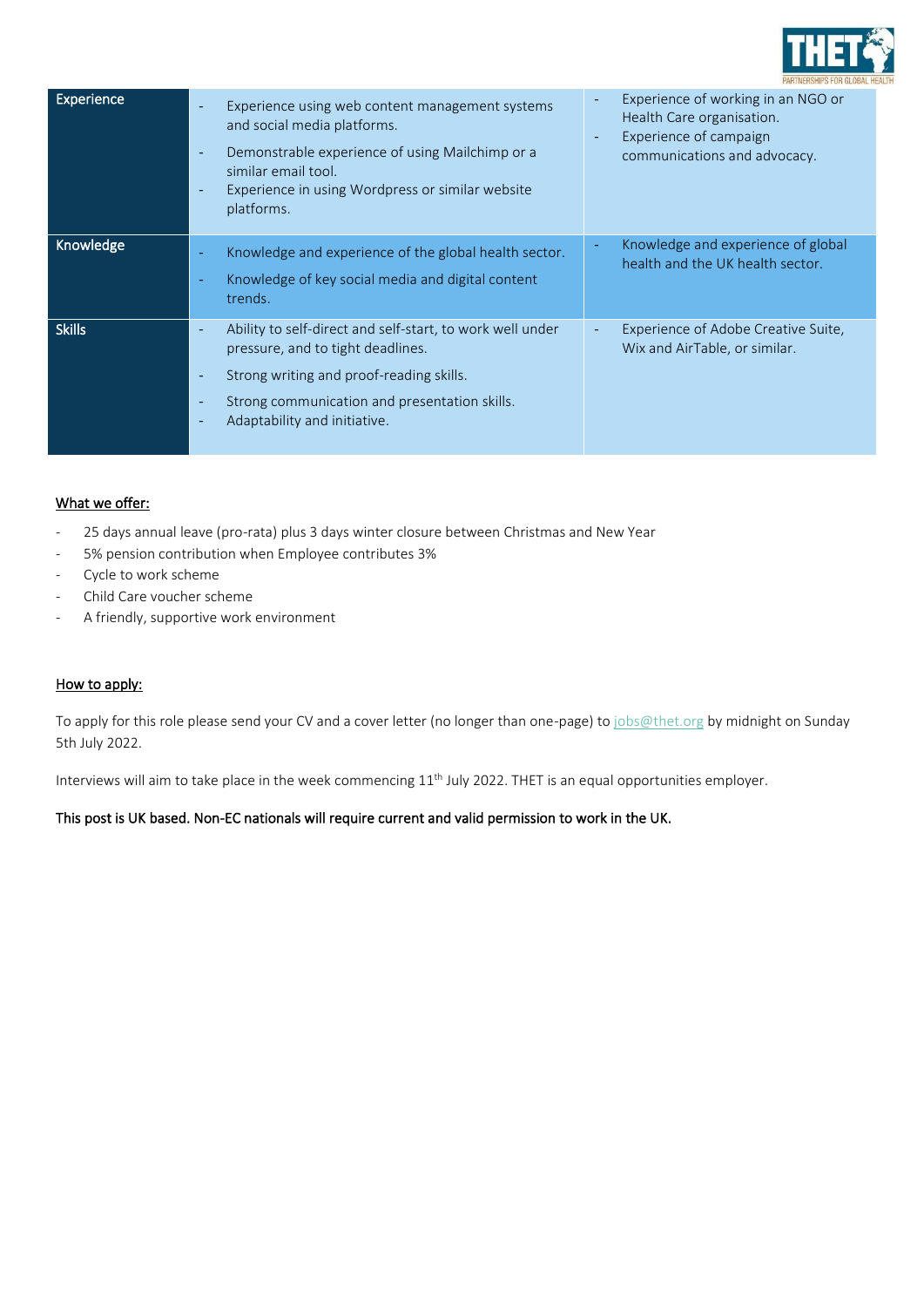| | | |
|---|---|---|
| Experience | - Experience using web content management systems and social media platforms.<br>- Demonstrable experience of using Mailchimp or a similar email tool.<br>- Experience in using Wordpress or similar website platforms. | - Experience of working in an NGO or Health Care organisation.<br>- Experience of campaign communications and advocacy. |
| Knowledge | - Knowledge and experience of the global health sector.<br>- Knowledge of key social media and digital content trends. | - Knowledge and experience of global health and the UK health sector. |
| Skills | - Ability to self-direct and self-start, to work well under pressure, and to tight deadlines.<br>- Strong writing and proof-reading skills.<br>- Strong communication and presentation skills.<br>- Adaptability and initiative. | - Experience of Adobe Creative Suite, Wix and AirTable, or similar. |

## What we offer:

- 25 days annual leave (pro-rata) plus 3 days winter closure between Christmas and New Year
- 5% pension contribution when Employee contributes 3%
- Cycle to work scheme
- Child Care voucher scheme
- A friendly, supportive work environment

## How to apply:

To apply for this role please send your CV and a cover letter (no longer than one-page) to jobs@thet.org by midnight on Sunday 5th July 2022.

Interviews will aim to take place in the week commencing 11th July 2022. THET is an equal opportunities employer.

**This post is UK based. Non-EC nationals will require current and valid permission to work in the UK.**